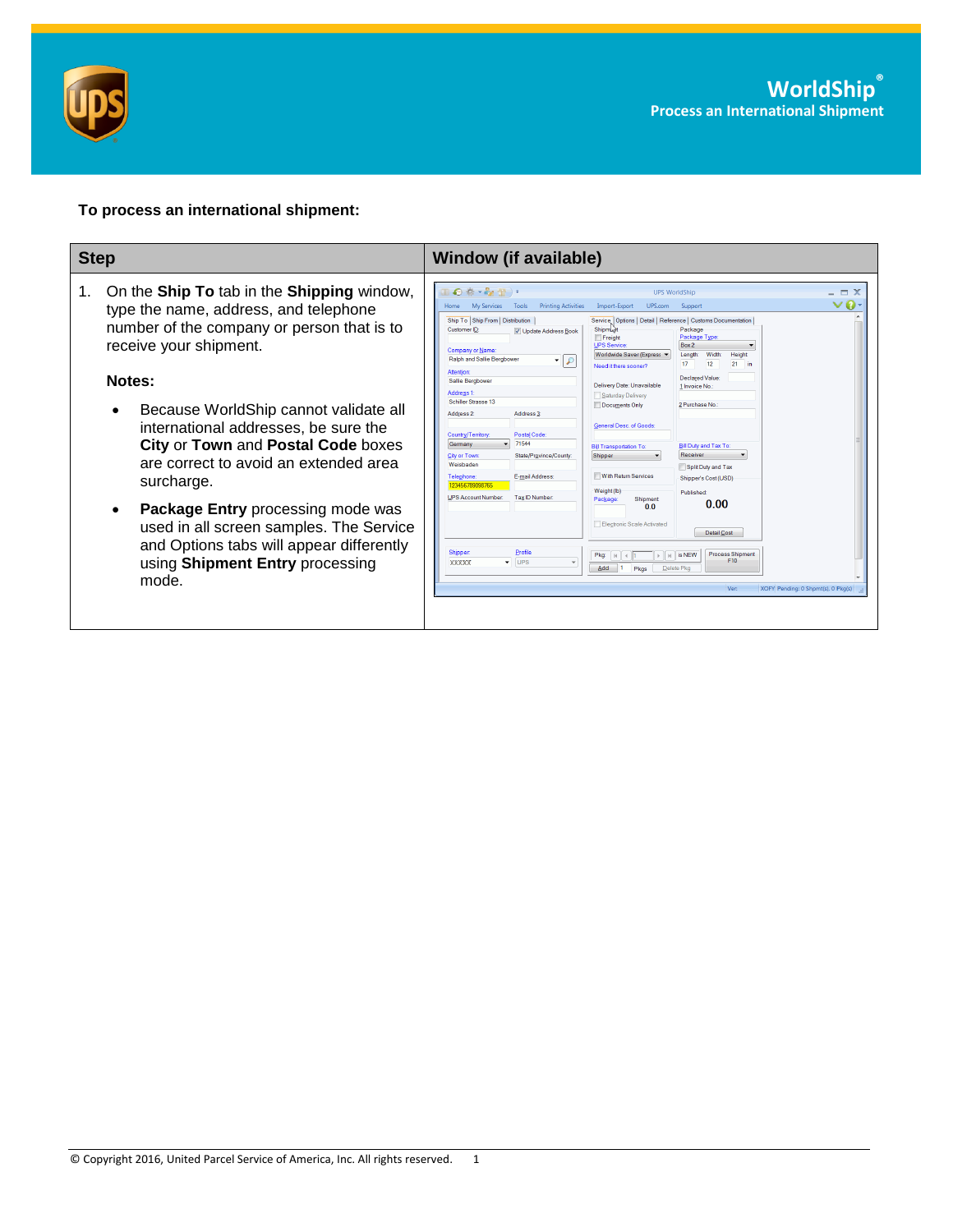# WorldShip®

## Process an International Shipment

**To process an international shipment:**

| Step | Window (if available) |
|---|---|
| 1. On the **Ship To** tab in the **Shipping** window, type the name, address, and telephone number of the company or person that is to receive your shipment.<br><br>**Notes:**<br><br>• Because WorldShip cannot validate all international addresses, be sure the **City** or **Town** and **Postal Code** boxes are correct to avoid an extended area surcharge.<br><br>• **Package Entry** processing mode was used in all screen samples. The Service and Options tabs will appear differently using **Shipment Entry** processing mode. | |

© Copyright 2016, United Parcel Service of America, Inc. All rights reserved.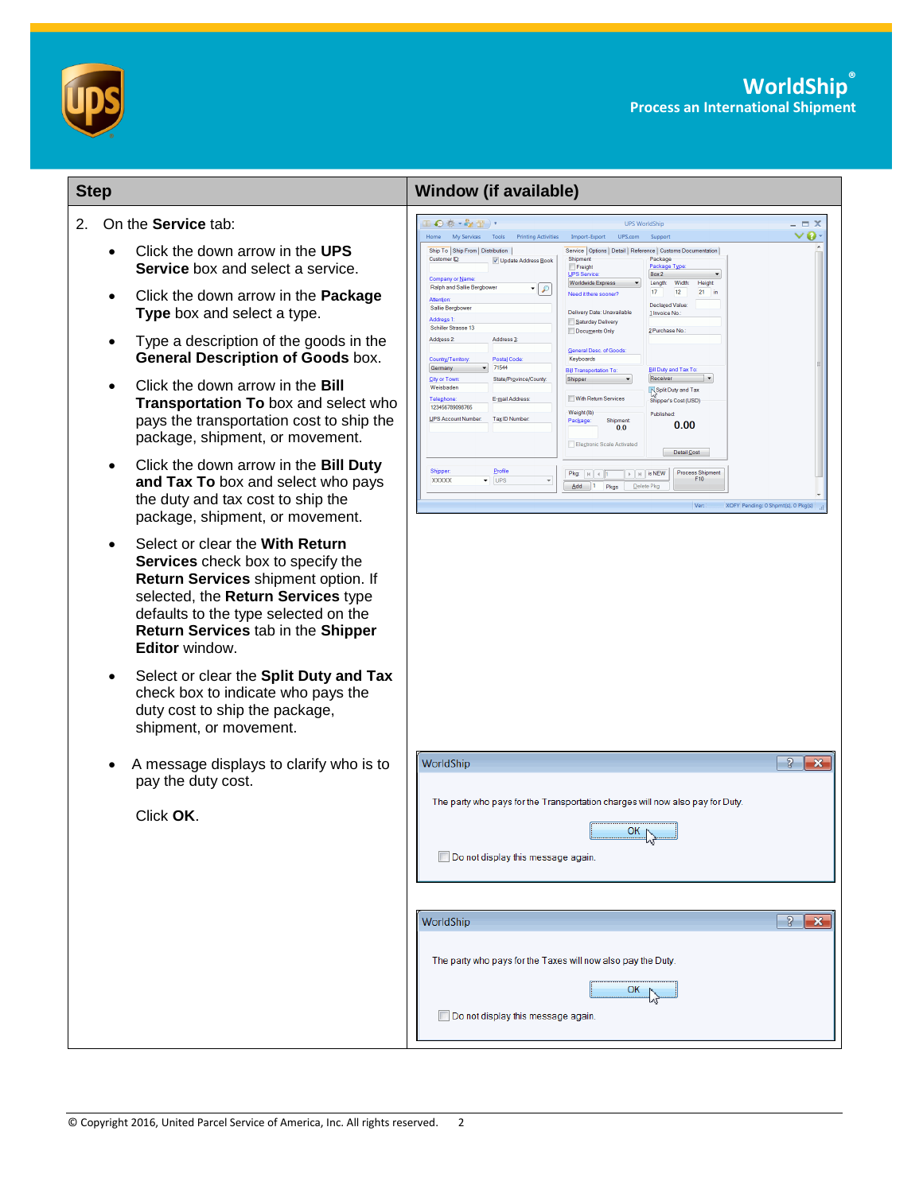| Step | Window (if available) |
|---|---|
| 2. On the **Service** tab:<br><br>• Click the down arrow in the **UPS Service** box and select a service.<br>• Click the down arrow in the **Package Type** box and select a type.<br>• Type a description of the goods in the **General Description of Goods** box.<br>• Click the down arrow in the **Bill Transportation To** box and select who pays the transportation cost to ship the package, shipment, or movement.<br>• Click the down arrow in the **Bill Duty and Tax To** box and select who pays the duty and tax cost to ship the package, shipment, or movement.<br>• Select or clear the **With Return Services** check box to specify the **Return Services** shipment option. If selected, the **Return Services** type defaults to the type selected on the **Return Services** tab in the **Shipper Editor** window.<br>• Select or clear the **Split Duty and Tax** check box to indicate who pays the duty cost to ship the package, shipment, or movement. | |
| • A message displays to clarify who is to pay the duty cost.<br><br>Click **OK**. | WorldShip<br><br>The party who pays for the Transportation charges will now also pay for Duty.<br><br>OK<br><br>Do not display this message again.<br><br>WorldShip<br><br>The party who pays for the Taxes will now also pay the Duty.<br><br>OK<br><br>Do not display this message again. |

© Copyright 2016, United Parcel Service of America, Inc. All rights reserved.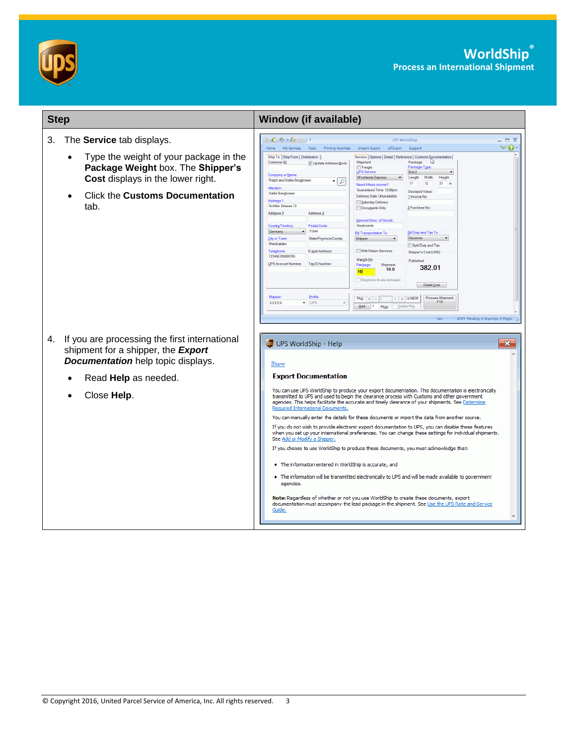| Step | Window (if available) |
| --- | --- |
| 3. The **Service** tab displays.<br>• Type the weight of your package in the **Package Weight** box. The **Shipper's Cost** displays in the lower right.<br>• Click the **Customs Documentation** tab. | |
| 4. If you are processing the first international shipment for a shipper, the ***Export Documentation*** help topic displays.<br>• Read **Help** as needed.<br>• Close **Help**. | |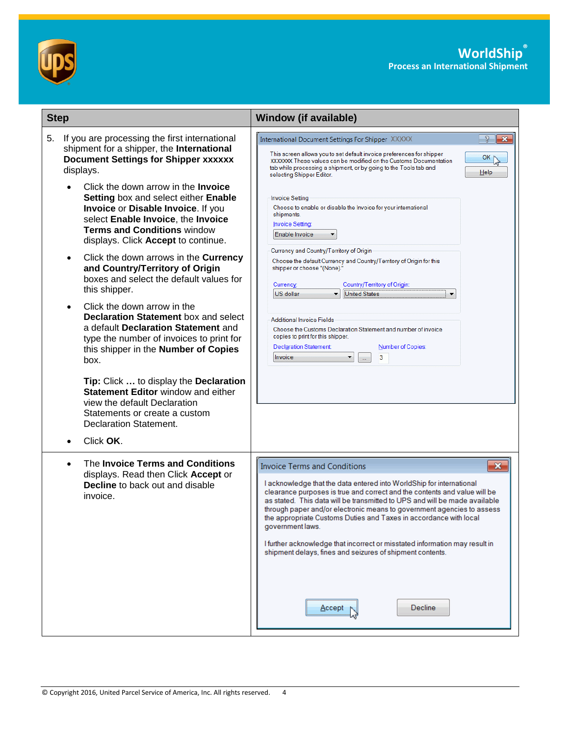| Step | Window (if available) |
|---|---|
| 5. If you are processing the first international shipment for a shipper, the **International Document Settings for Shipper xxxxxx** displays.<br><br>• Click the down arrow in the **Invoice Setting** box and select either **Enable Invoice** or **Disable Invoice**. If you select **Enable Invoice**, the **Invoice Terms and Conditions** window displays. Click **Accept** to continue.<br><br>• Click the down arrows in the **Currency and Country/Territory of Origin** boxes and select the default values for this shipper.<br><br>• Click the down arrow in the **Declaration Statement** box and select a default **Declaration Statement** and type the number of invoices to print for this shipper in the **Number of Copies** box.<br><br>**Tip:** Click **…** to display the **Declaration Statement Editor** window and either view the default Declaration Statements or create a custom Declaration Statement.<br><br>• Click **OK**. | |
| • The **Invoice Terms and Conditions** displays. Read then Click **Accept** or **Decline** to back out and disable invoice. | |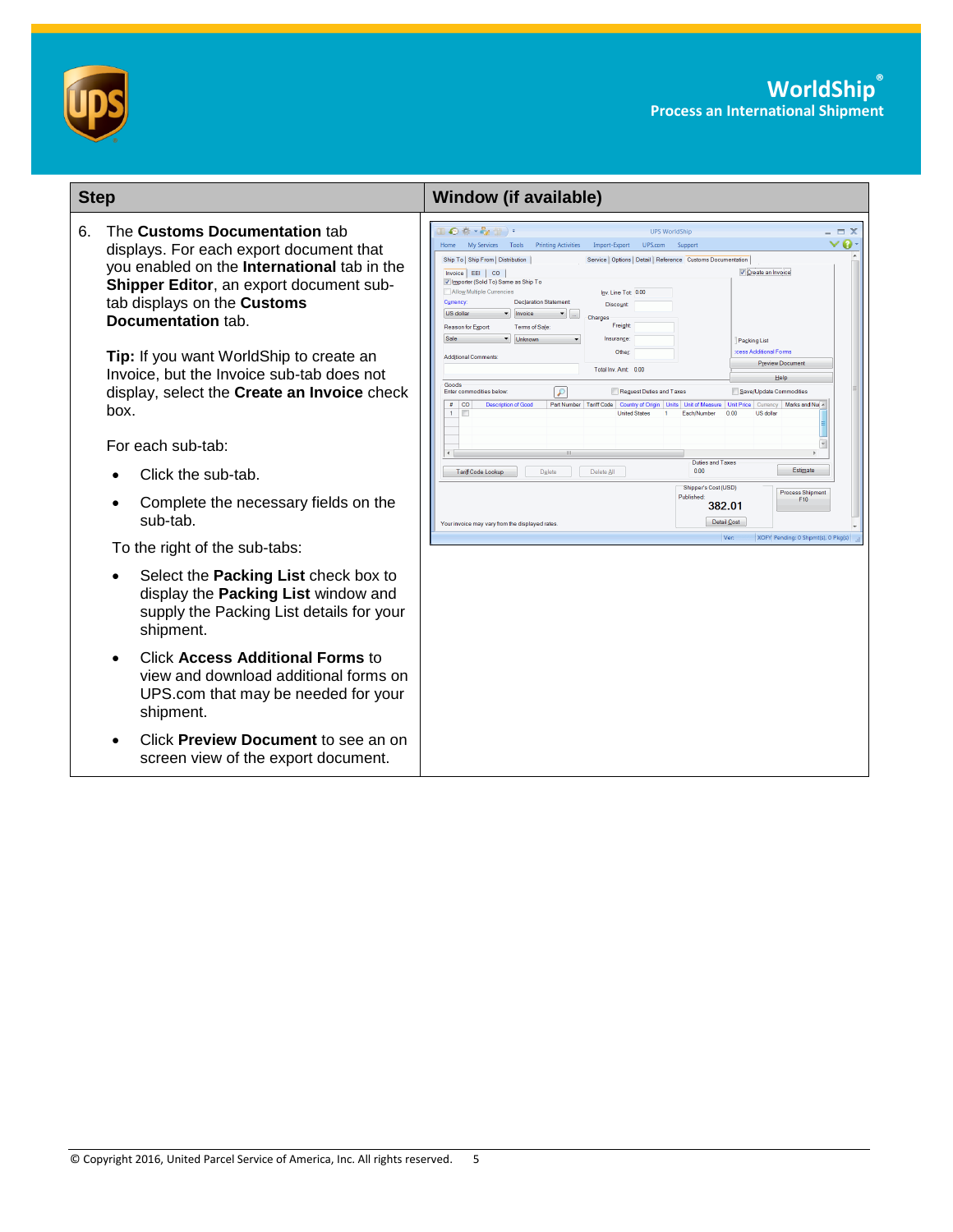| Step | Window (if available) |
|---|---|
| 6. The **Customs Documentation** tab displays. For each export document that you enabled on the **International** tab in the **Shipper Editor**, an export document sub-tab displays on the **Customs Documentation** tab.<br><br>**Tip:** If you want WorldShip to create an Invoice, but the Invoice sub-tab does not display, select the **Create an Invoice** check box.<br><br>For each sub-tab:<br>• Click the sub-tab.<br>• Complete the necessary fields on the sub-tab.<br><br>To the right of the sub-tabs:<br>• Select the **Packing List** check box to display the **Packing List** window and supply the Packing List details for your shipment.<br>• Click **Access Additional Forms** to view and download additional forms on UPS.com that may be needed for your shipment.<br>• Click **Preview Document** to see an on screen view of the export document. | |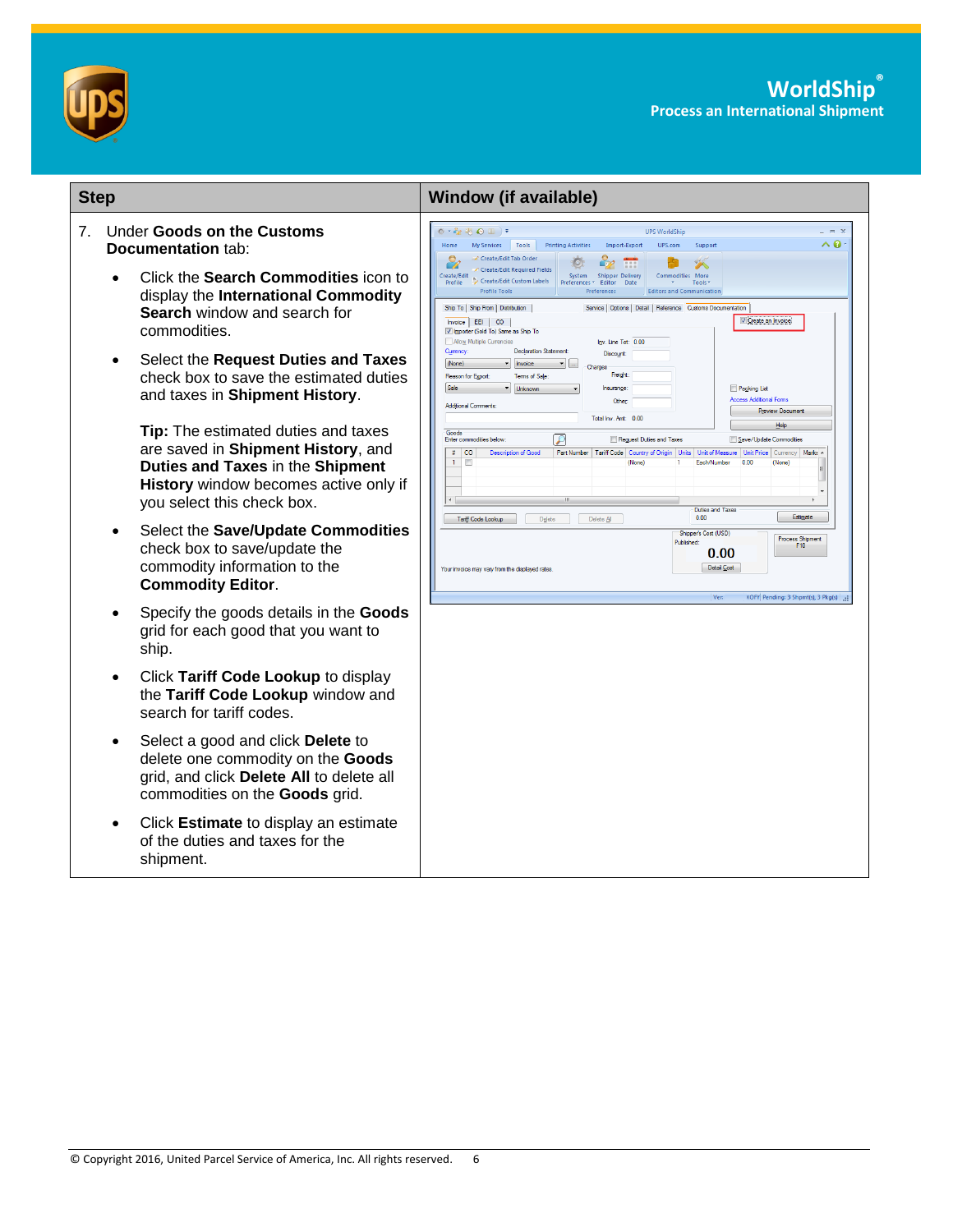| Step | Window (if available) |
| --- | --- |
| 7. Under **Goods on the Customs Documentation** tab:<br>• Click the **Search Commodities** icon to display the **International Commodity Search** window and search for commodities.<br>• Select the **Request Duties and Taxes** check box to save the estimated duties and taxes in **Shipment History**.<br><br>**Tip:** The estimated duties and taxes are saved in **Shipment History**, and **Duties and Taxes** in the **Shipment History** window becomes active only if you select this check box.<br>• Select the **Save/Update Commodities** check box to save/update the commodity information to the **Commodity Editor**.<br>• Specify the goods details in the **Goods** grid for each good that you want to ship.<br>• Click **Tariff Code Lookup** to display the **Tariff Code Lookup** window and search for tariff codes.<br>• Select a good and click **Delete** to delete one commodity on the **Goods** grid, and click **Delete All** to delete all commodities on the **Goods** grid.<br>• Click **Estimate** to display an estimate of the duties and taxes for the shipment. | |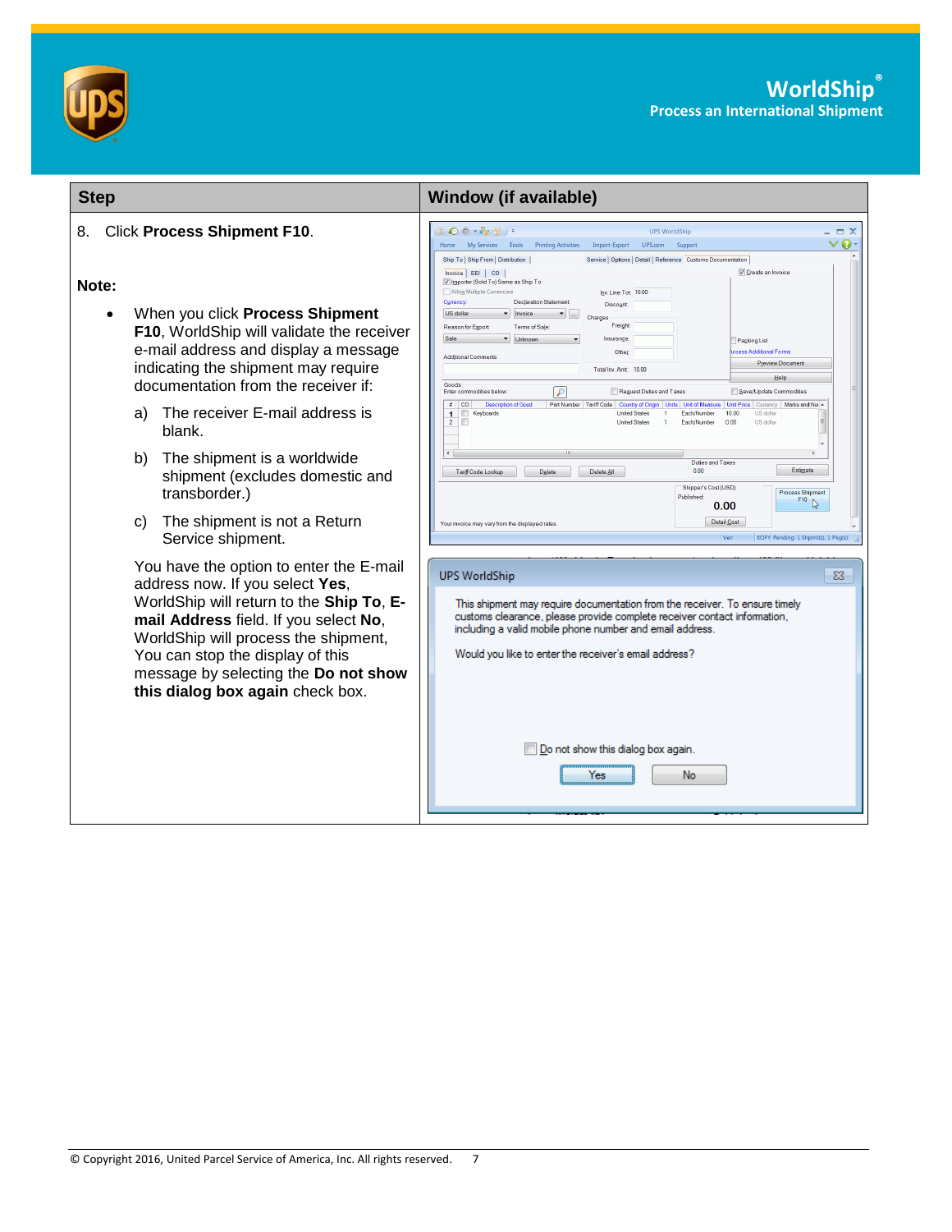| Step | Window (if available) |
|---|---|
| 8. Click **Process Shipment F10**.<br><br>**Note:**<br><br>• When you click **Process Shipment F10**, WorldShip will validate the receiver e-mail address and display a message indicating the shipment may require documentation from the receiver if:<br>a) The receiver E-mail address is blank.<br>b) The shipment is a worldwide shipment (excludes domestic and transborder.)<br>c) The shipment is not a Return Service shipment.<br><br>You have the option to enter the E-mail address now. If you select **Yes**, WorldShip will return to the **Ship To**, **E-mail Address** field. If you select **No**, WorldShip will process the shipment, You can stop the display of this message by selecting the **Do not show this dialog box again** check box. | |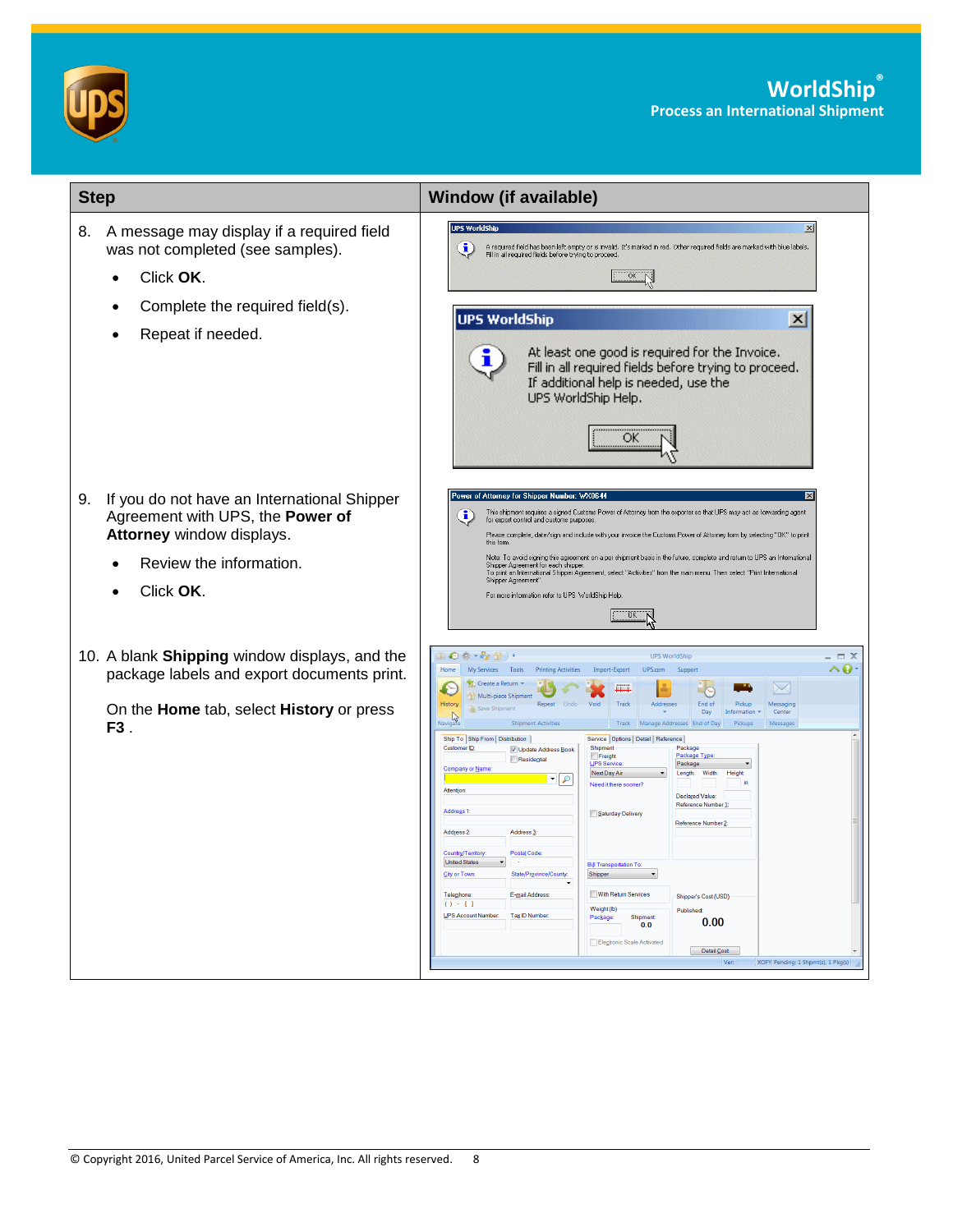| Step | Window (if available) |
| --- | --- |
| 8. A message may display if a required field was not completed (see samples).<br>• Click **OK**.<br>• Complete the required field(s).<br>• Repeat if needed. | |
| 9. If you do not have an International Shipper Agreement with UPS, the **Power of Attorney** window displays.<br>• Review the information.<br>• Click **OK**. | |
| 10. A blank **Shipping** window displays, and the package labels and export documents print.<br><br>On the **Home** tab, select **History** or press **F3** . | |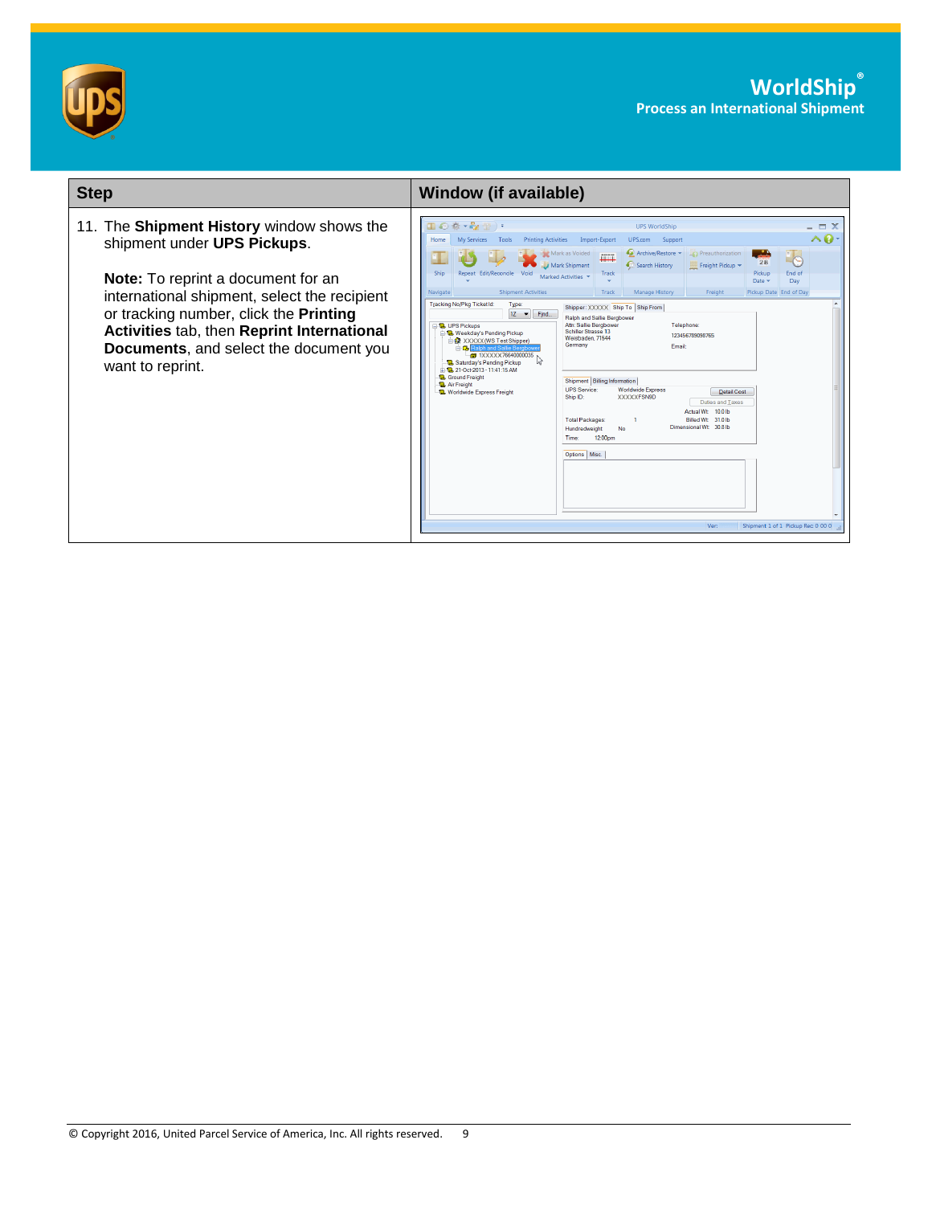| Step | Window (if available) |
|---|---|
| 11. The **Shipment History** window shows the shipment under **UPS Pickups**.<br><br>**Note:** To reprint a document for an international shipment, select the recipient or tracking number, click the **Printing Activities** tab, then **Reprint International Documents**, and select the document you want to reprint. | |